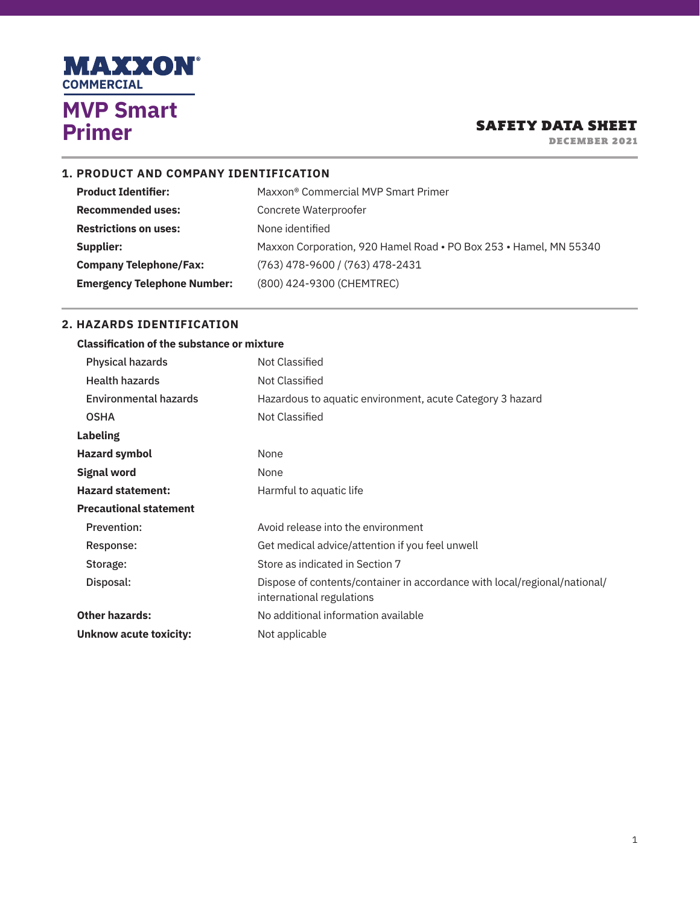**MAXXON®**
**COMMERCIAL**

# MVP Smart Primer

**SAFETY DATA SHEET**
**DECEMBER 2021**

## 1. PRODUCT AND COMPANY IDENTIFICATION

| | |
|---|---|
| **Product Identifier:** | Maxxon® Commercial MVP Smart Primer |
| **Recommended uses:** | Concrete Waterproofer |
| **Restrictions on uses:** | None identified |
| **Supplier:** | Maxxon Corporation, 920 Hamel Road • PO Box 253 • Hamel, MN 55340 |
| **Company Telephone/Fax:** | (763) 478-9600 / (763) 478-2431 |
| **Emergency Telephone Number:** | (800) 424-9300 (CHEMTREC) |

## 2. HAZARDS IDENTIFICATION

**Classification of the substance or mixture**

| | |
|---|---|
| Physical hazards | Not Classified |
| Health hazards | Not Classified |
| Environmental hazards | Hazardous to aquatic environment, acute Category 3 hazard |
| OSHA | Not Classified |

**Labeling**

| | |
|---|---|
| **Hazard symbol** | None |
| **Signal word** | None |
| **Hazard statement:** | Harmful to aquatic life |

**Precautional statement**

| | |
|---|---|
| Prevention: | Avoid release into the environment |
| Response: | Get medical advice/attention if you feel unwell |
| Storage: | Store as indicated in Section 7 |
| Disposal: | Dispose of contents/container in accordance with local/regional/national/ international regulations |

| | |
|---|---|
| **Other hazards:** | No additional information available |
| **Unknow acute toxicity:** | Not applicable |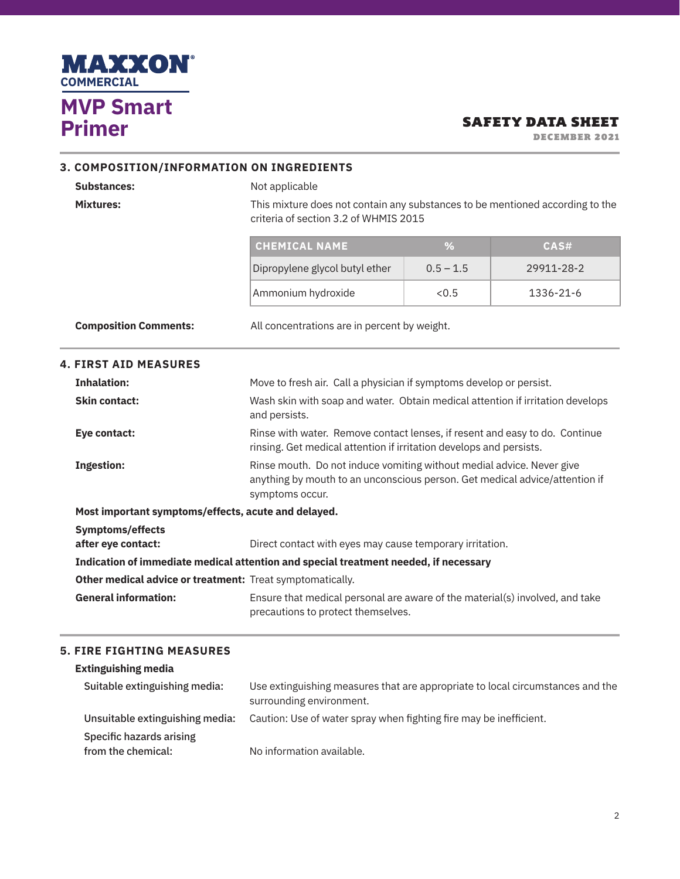# 3. COMPOSITION/INFORMATION ON INGREDIENTS

**Substances:** Not applicable

**Mixtures:** This mixture does not contain any substances to be mentioned according to the criteria of section 3.2 of WHMIS 2015

| CHEMICAL NAME | % | CAS# |
|---|---|---|
| Dipropylene glycol butyl ether | 0.5 – 1.5 | 29911-28-2 |
| Ammonium hydroxide | <0.5 | 1336-21-6 |

**Composition Comments:** All concentrations are in percent by weight.

# 4. FIRST AID MEASURES

**Inhalation:** Move to fresh air. Call a physician if symptoms develop or persist.

**Skin contact:** Wash skin with soap and water. Obtain medical attention if irritation develops and persists.

**Eye contact:** Rinse with water. Remove contact lenses, if resent and easy to do. Continue rinsing. Get medical attention if irritation develops and persists.

**Ingestion:** Rinse mouth. Do not induce vomiting without medial advice. Never give anything by mouth to an unconscious person. Get medical advice/attention if symptoms occur.

**Most important symptoms/effects, acute and delayed.**

**Symptoms/effects after eye contact:** Direct contact with eyes may cause temporary irritation.

**Indication of immediate medical attention and special treatment needed, if necessary**

**Other medical advice or treatment:** Treat symptomatically.

**General information:** Ensure that medical personal are aware of the material(s) involved, and take precautions to protect themselves.

# 5. FIRE FIGHTING MEASURES

**Extinguishing media**

Suitable extinguishing media: Use extinguishing measures that are appropriate to local circumstances and the surrounding environment.

Unsuitable extinguishing media: Caution: Use of water spray when fighting fire may be inefficient.

Specific hazards arising from the chemical: No information available.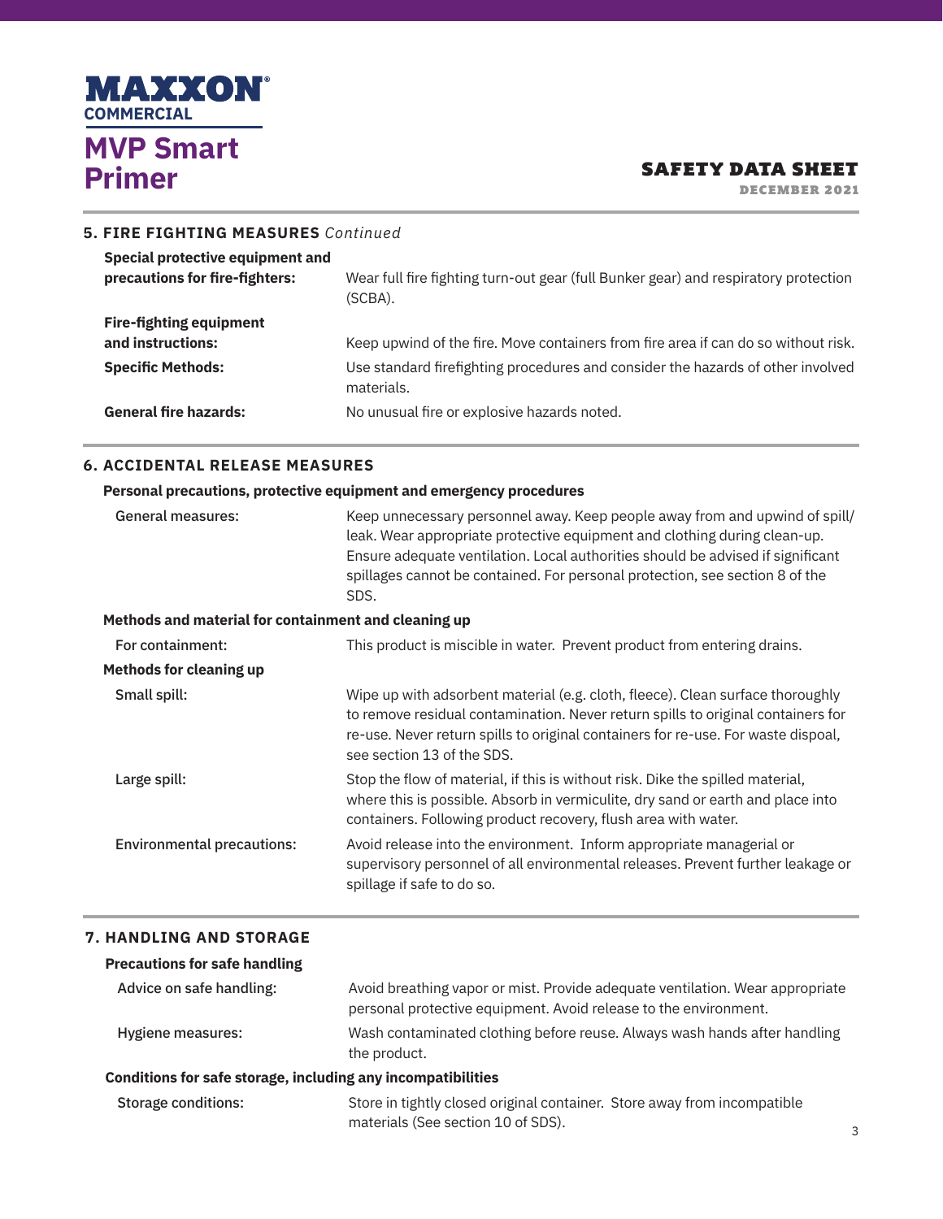## 5. FIRE FIGHTING MEASURES *Continued*

**Special protective equipment and precautions for fire-fighters:** Wear full fire fighting turn-out gear (full Bunker gear) and respiratory protection (SCBA).

**Fire-fighting equipment and instructions:** Keep upwind of the fire. Move containers from fire area if can do so without risk.

**Specific Methods:** Use standard firefighting procedures and consider the hazards of other involved materials.

**General fire hazards:** No unusual fire or explosive hazards noted.

## 6. ACCIDENTAL RELEASE MEASURES

**Personal precautions, protective equipment and emergency procedures**

General measures: Keep unnecessary personnel away. Keep people away from and upwind of spill/ leak. Wear appropriate protective equipment and clothing during clean-up. Ensure adequate ventilation. Local authorities should be advised if significant spillages cannot be contained. For personal protection, see section 8 of the SDS.

**Methods and material for containment and cleaning up**

For containment: This product is miscible in water. Prevent product from entering drains.

**Methods for cleaning up**

Small spill: Wipe up with adsorbent material (e.g. cloth, fleece). Clean surface thoroughly to remove residual contamination. Never return spills to original containers for re-use. Never return spills to original containers for re-use. For waste dispoal, see section 13 of the SDS.

Large spill: Stop the flow of material, if this is without risk. Dike the spilled material, where this is possible. Absorb in vermiculite, dry sand or earth and place into containers. Following product recovery, flush area with water.

Environmental precautions: Avoid release into the environment. Inform appropriate managerial or supervisory personnel of all environmental releases. Prevent further leakage or spillage if safe to do so.

## 7. HANDLING AND STORAGE

**Precautions for safe handling**

Advice on safe handling: Avoid breathing vapor or mist. Provide adequate ventilation. Wear appropriate personal protective equipment. Avoid release to the environment.

Hygiene measures: Wash contaminated clothing before reuse. Always wash hands after handling the product.

**Conditions for safe storage, including any incompatibilities**

Storage conditions: Store in tightly closed original container. Store away from incompatible materials (See section 10 of SDS).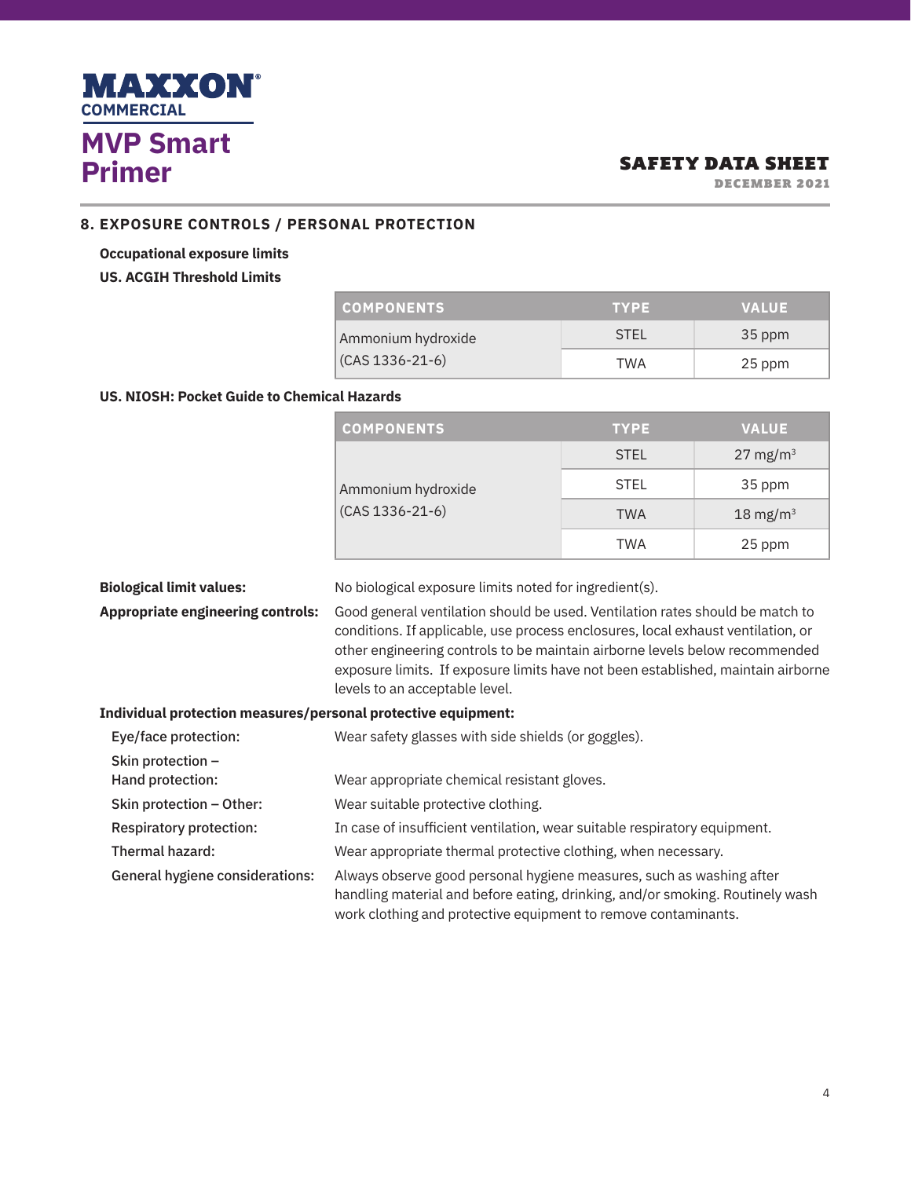## 8. EXPOSURE CONTROLS / PERSONAL PROTECTION

**Occupational exposure limits**

**US. ACGIH Threshold Limits**

| COMPONENTS | TYPE | VALUE |
|---|---|---|
| Ammonium hydroxide (CAS 1336-21-6) | STEL | 35 ppm |
| | TWA | 25 ppm |

**US. NIOSH: Pocket Guide to Chemical Hazards**

| COMPONENTS | TYPE | VALUE |
|---|---|---|
| Ammonium hydroxide (CAS 1336-21-6) | STEL | 27 $mg/m^3$ |
| | STEL | 35 ppm |
| | TWA | 18 $mg/m^3$ |
| | TWA | 25 ppm |

**Biological limit values:** No biological exposure limits noted for ingredient(s).

**Appropriate engineering controls:** Good general ventilation should be used. Ventilation rates should be match to conditions. If applicable, use process enclosures, local exhaust ventilation, or other engineering controls to be maintain airborne levels below recommended exposure limits. If exposure limits have not been established, maintain airborne levels to an acceptable level.

**Individual protection measures/personal protective equipment:**

Eye/face protection: Wear safety glasses with side shields (or goggles).

Skin protection – Hand protection: Wear appropriate chemical resistant gloves.

Skin protection – Other: Wear suitable protective clothing.

Respiratory protection: In case of insufficient ventilation, wear suitable respiratory equipment.

Thermal hazard: Wear appropriate thermal protective clothing, when necessary.

General hygiene considerations: Always observe good personal hygiene measures, such as washing after handling material and before eating, drinking, and/or smoking. Routinely wash work clothing and protective equipment to remove contaminants.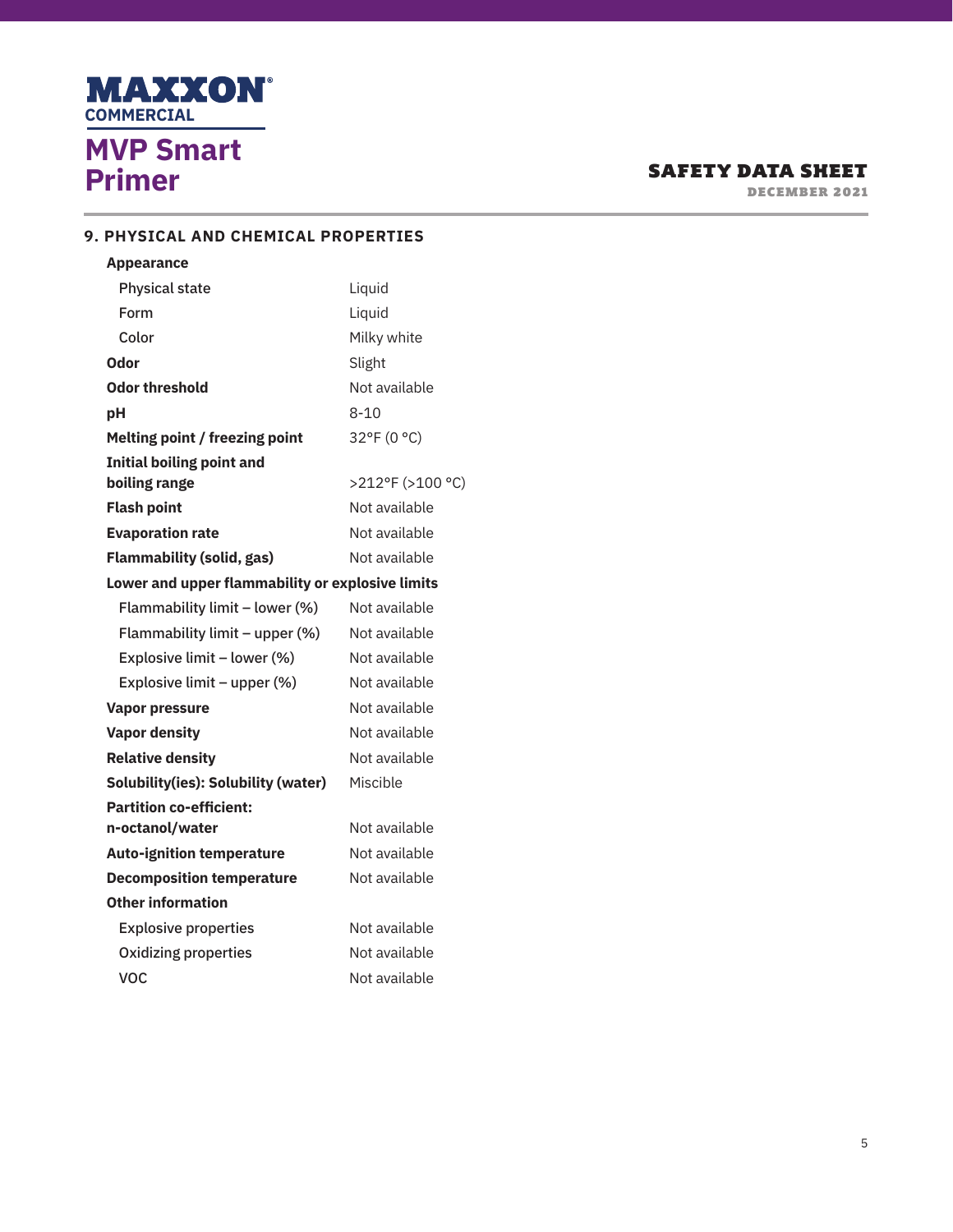## 9. PHYSICAL AND CHEMICAL PROPERTIES

| Property | Value |
| --- | --- |
| **Appearance** | |
| Physical state | Liquid |
| Form | Liquid |
| Color | Milky white |
| **Odor** | Slight |
| **Odor threshold** | Not available |
| **pH** | 8-10 |
| **Melting point / freezing point** | 32°F (0 °C) |
| **Initial boiling point and boiling range** | >212°F (>100 °C) |
| **Flash point** | Not available |
| **Evaporation rate** | Not available |
| **Flammability (solid, gas)** | Not available |
| **Lower and upper flammability or explosive limits** | |
| Flammability limit – lower (%) | Not available |
| Flammability limit – upper (%) | Not available |
| Explosive limit – lower (%) | Not available |
| Explosive limit – upper (%) | Not available |
| **Vapor pressure** | Not available |
| **Vapor density** | Not available |
| **Relative density** | Not available |
| **Solubility(ies): Solubility (water)** | Miscible |
| **Partition co-efficient: n-octanol/water** | Not available |
| **Auto-ignition temperature** | Not available |
| **Decomposition temperature** | Not available |
| **Other information** | |
| Explosive properties | Not available |
| Oxidizing properties | Not available |
| VOC | Not available |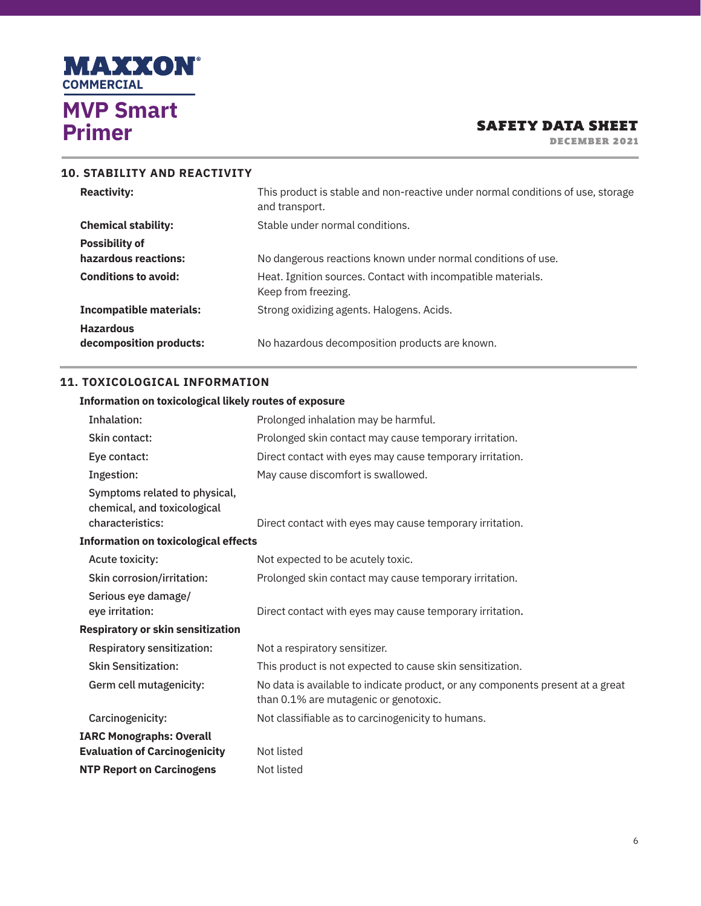# MAXXON COMMERCIAL

## MVP Smart Primer

**SAFETY DATA SHEET**
DECEMBER 2021

## 10. STABILITY AND REACTIVITY

| | |
|---|---|
| **Reactivity:** | This product is stable and non-reactive under normal conditions of use, storage and transport. |
| **Chemical stability:** | Stable under normal conditions. |
| **Possibility of hazardous reactions:** | No dangerous reactions known under normal conditions of use. |
| **Conditions to avoid:** | Heat. Ignition sources. Contact with incompatible materials. Keep from freezing. |
| **Incompatible materials:** | Strong oxidizing agents. Halogens. Acids. |
| **Hazardous decomposition products:** | No hazardous decomposition products are known. |

## 11. TOXICOLOGICAL INFORMATION

**Information on toxicological likely routes of exposure**

| | |
|---|---|
| Inhalation: | Prolonged inhalation may be harmful. |
| Skin contact: | Prolonged skin contact may cause temporary irritation. |
| Eye contact: | Direct contact with eyes may cause temporary irritation. |
| Ingestion: | May cause discomfort is swallowed. |
| Symptoms related to physical, chemical, and toxicological characteristics: | Direct contact with eyes may cause temporary irritation. |

**Information on toxicological effects**

| | |
|---|---|
| Acute toxicity: | Not expected to be acutely toxic. |
| Skin corrosion/irritation: | Prolonged skin contact may cause temporary irritation. |
| Serious eye damage/ eye irritation: | Direct contact with eyes may cause temporary irritation. |

**Respiratory or skin sensitization**

| | |
|---|---|
| Respiratory sensitization: | Not a respiratory sensitizer. |
| Skin Sensitization: | This product is not expected to cause skin sensitization. |
| Germ cell mutagenicity: | No data is available to indicate product, or any components present at a great than 0.1% are mutagenic or genotoxic. |
| Carcinogenicity: | Not classifiable as to carcinogenicity to humans. |
| **IARC Monographs: Overall Evaluation of Carcinogenicity** | Not listed |
| **NTP Report on Carcinogens** | Not listed |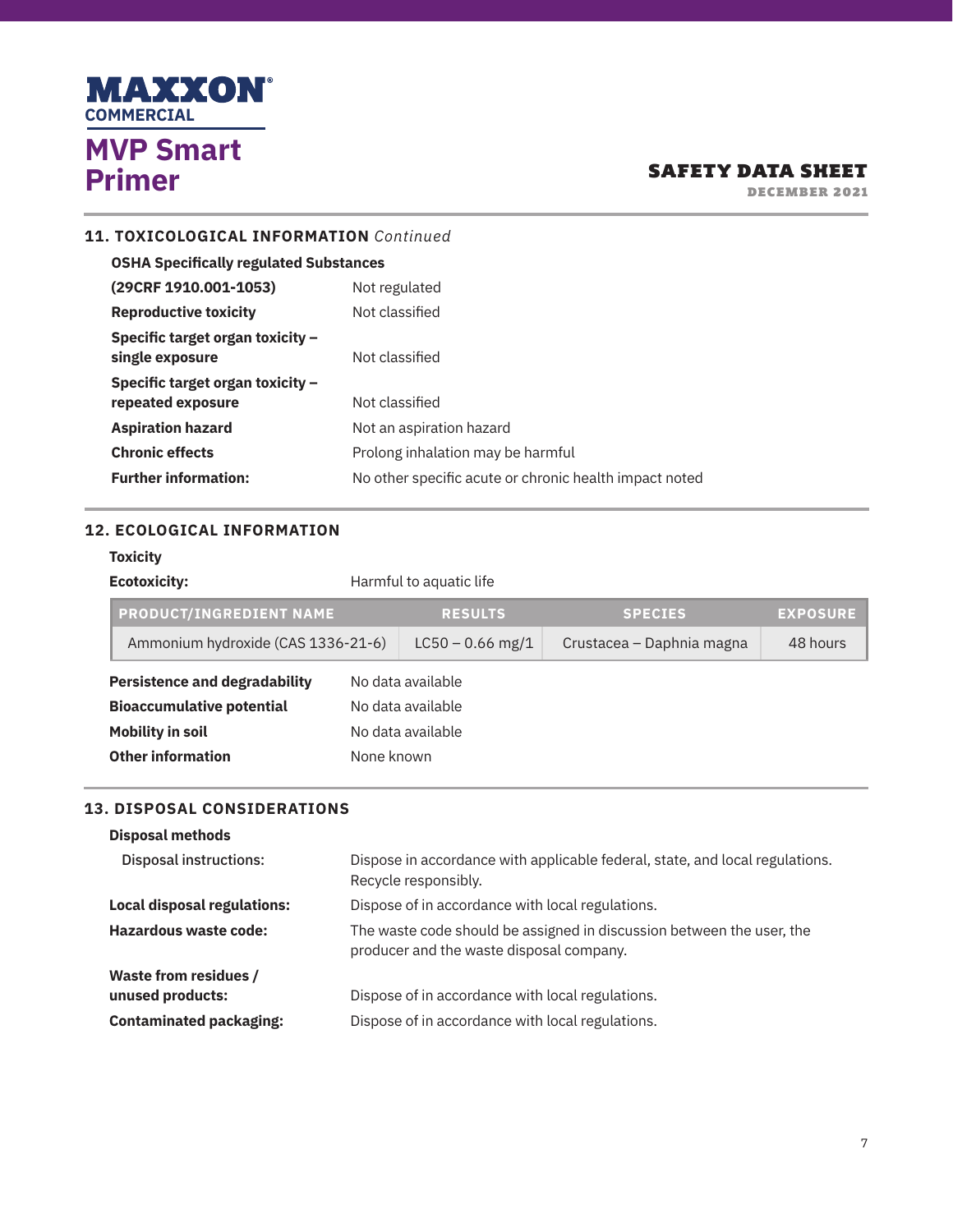## 11. TOXICOLOGICAL INFORMATION *Continued*

**OSHA Specifically regulated Substances**

| | |
|---|---|
| **(29CRF 1910.001-1053)** | Not regulated |
| **Reproductive toxicity** | Not classified |
| **Specific target organ toxicity – single exposure** | Not classified |
| **Specific target organ toxicity – repeated exposure** | Not classified |
| **Aspiration hazard** | Not an aspiration hazard |
| **Chronic effects** | Prolong inhalation may be harmful |
| **Further information:** | No other specific acute or chronic health impact noted |

## 12. ECOLOGICAL INFORMATION

**Toxicity**

**Ecotoxicity:** Harmful to aquatic life

| PRODUCT/INGREDIENT NAME | RESULTS | SPECIES | EXPOSURE |
|---|---|---|---|
| Ammonium hydroxide (CAS 1336-21-6) | LC50 – 0.66 mg/1 | Crustacea – Daphnia magna | 48 hours |

| | |
|---|---|
| **Persistence and degradability** | No data available |
| **Bioaccumulative potential** | No data available |
| **Mobility in soil** | No data available |
| **Other information** | None known |

## 13. DISPOSAL CONSIDERATIONS

**Disposal methods**

| | |
|---|---|
| Disposal instructions: | Dispose in accordance with applicable federal, state, and local regulations. Recycle responsibly. |
| **Local disposal regulations:** | Dispose of in accordance with local regulations. |
| **Hazardous waste code:** | The waste code should be assigned in discussion between the user, the producer and the waste disposal company. |
| **Waste from residues / unused products:** | Dispose of in accordance with local regulations. |
| **Contaminated packaging:** | Dispose of in accordance with local regulations. |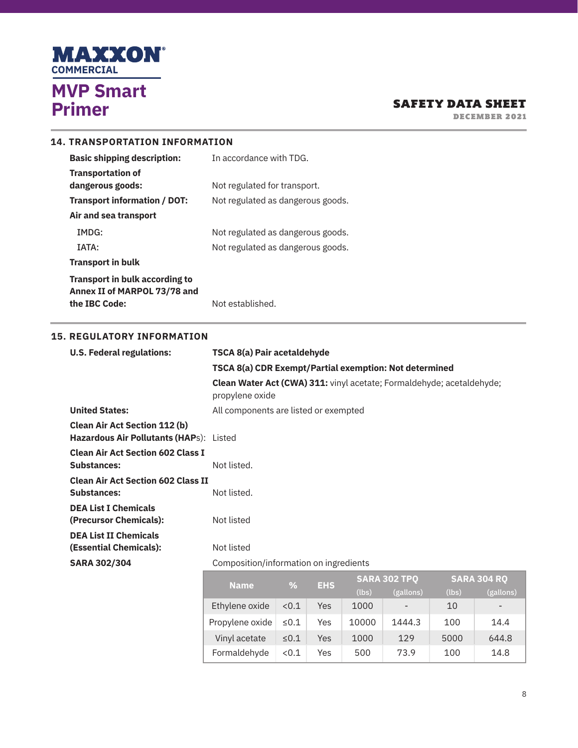## 14. TRANSPORTATION INFORMATION

**Basic shipping description:** In accordance with TDG.

**Transportation of dangerous goods:** Not regulated for transport.

**Transport information / DOT:** Not regulated as dangerous goods.

**Air and sea transport**

IMDG: Not regulated as dangerous goods.

IATA: Not regulated as dangerous goods.

**Transport in bulk**

**Transport in bulk according to Annex II of MARPOL 73/78 and the IBC Code:** Not established.

## 15. REGULATORY INFORMATION

**U.S. Federal regulations:** **TSCA 8(a) Pair acetaldehyde**

**TSCA 8(a) CDR Exempt/Partial exemption: Not determined**

**Clean Water Act (CWA) 311:** vinyl acetate; Formaldehyde; acetaldehyde; propylene oxide

**United States:** All components are listed or exempted

**Clean Air Act Section 112 (b) Hazardous Air Pollutants (HAPs):** Listed

**Clean Air Act Section 602 Class I Substances:** Not listed.

**Clean Air Act Section 602 Class II Substances:** Not listed.

**DEA List I Chemicals (Precursor Chemicals):** Not listed

**DEA List II Chemicals (Essential Chemicals):** Not listed

**SARA 302/304** Composition/information on ingredients

| Name | % | EHS | SARA 302 TPQ | | SARA 304 RQ | |
|---|---|---|---|---|---|---|
| | | | (lbs) | (gallons) | (lbs) | (gallons) |
| Ethylene oxide | <0.1 | Yes | 1000 | - | 10 | - |
| Propylene oxide | ≤0.1 | Yes | 10000 | 1444.3 | 100 | 14.4 |
| Vinyl acetate | ≤0.1 | Yes | 1000 | 129 | 5000 | 644.8 |
| Formaldehyde | <0.1 | Yes | 500 | 73.9 | 100 | 14.8 |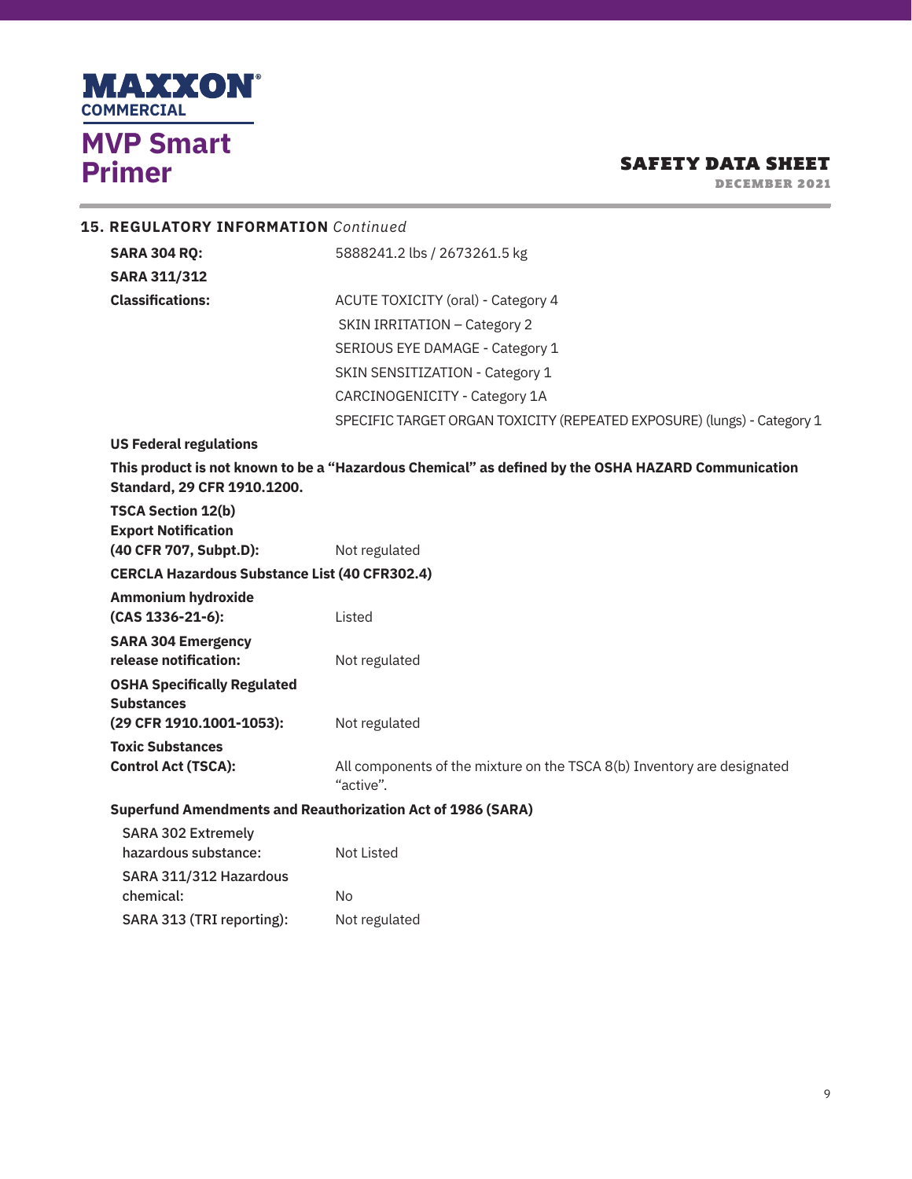## 15. REGULATORY INFORMATION *Continued*

**SARA 304 RQ:** 5888241.2 lbs / 2673261.5 kg

**SARA 311/312 Classifications:**

ACUTE TOXICITY (oral) - Category 4
SKIN IRRITATION – Category 2
SERIOUS EYE DAMAGE - Category 1
SKIN SENSITIZATION - Category 1
CARCINOGENICITY - Category 1A
SPECIFIC TARGET ORGAN TOXICITY (REPEATED EXPOSURE) (lungs) - Category 1

**US Federal regulations**

**This product is not known to be a "Hazardous Chemical" as defined by the OSHA HAZARD Communication Standard, 29 CFR 1910.1200.**

**TSCA Section 12(b) Export Notification (40 CFR 707, Subpt.D):** Not regulated

**CERCLA Hazardous Substance List (40 CFR302.4)**

**Ammonium hydroxide (CAS 1336-21-6):** Listed

**SARA 304 Emergency release notification:** Not regulated

**OSHA Specifically Regulated Substances (29 CFR 1910.1001-1053):** Not regulated

**Toxic Substances Control Act (TSCA):** All components of the mixture on the TSCA 8(b) Inventory are designated "active".

**Superfund Amendments and Reauthorization Act of 1986 (SARA)**

SARA 302 Extremely hazardous substance: Not Listed

SARA 311/312 Hazardous chemical: No

SARA 313 (TRI reporting): Not regulated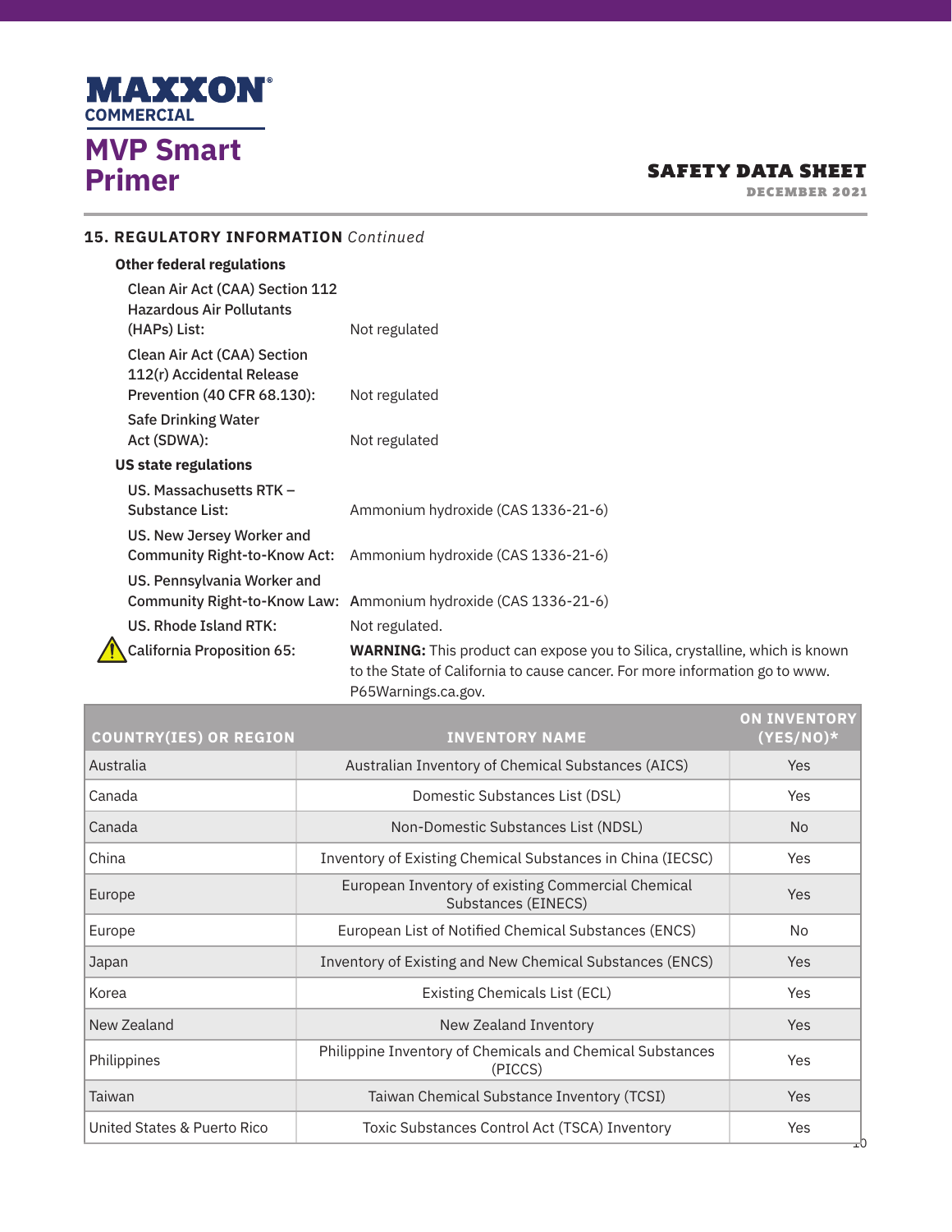## 15. REGULATORY INFORMATION *Continued*

**Other federal regulations**

| | |
|---|---|
| Clean Air Act (CAA) Section 112 Hazardous Air Pollutants (HAPs) List: | Not regulated |
| Clean Air Act (CAA) Section 112(r) Accidental Release Prevention (40 CFR 68.130): | Not regulated |
| Safe Drinking Water Act (SDWA): | Not regulated |

**US state regulations**

| | |
|---|---|
| US. Massachusetts RTK – Substance List: | Ammonium hydroxide (CAS 1336-21-6) |
| US. New Jersey Worker and Community Right-to-Know Act: | Ammonium hydroxide (CAS 1336-21-6) |
| US. Pennsylvania Worker and Community Right-to-Know Law: | Ammonium hydroxide (CAS 1336-21-6) |
| US. Rhode Island RTK: | Not regulated. |
| California Proposition 65: | **WARNING:** This product can expose you to Silica, crystalline, which is known to the State of California to cause cancer. For more information go to www.P65Warnings.ca.gov. |

| COUNTRY(IES) OR REGION | INVENTORY NAME | ON INVENTORY (YES/NO)* |
|---|---|---|
| Australia | Australian Inventory of Chemical Substances (AICS) | Yes |
| Canada | Domestic Substances List (DSL) | Yes |
| Canada | Non-Domestic Substances List (NDSL) | No |
| China | Inventory of Existing Chemical Substances in China (IECSC) | Yes |
| Europe | European Inventory of existing Commercial Chemical Substances (EINECS) | Yes |
| Europe | European List of Notified Chemical Substances (ENCS) | No |
| Japan | Inventory of Existing and New Chemical Substances (ENCS) | Yes |
| Korea | Existing Chemicals List (ECL) | Yes |
| New Zealand | New Zealand Inventory | Yes |
| Philippines | Philippine Inventory of Chemicals and Chemical Substances (PICCS) | Yes |
| Taiwan | Taiwan Chemical Substance Inventory (TCSI) | Yes |
| United States & Puerto Rico | Toxic Substances Control Act (TSCA) Inventory | Yes |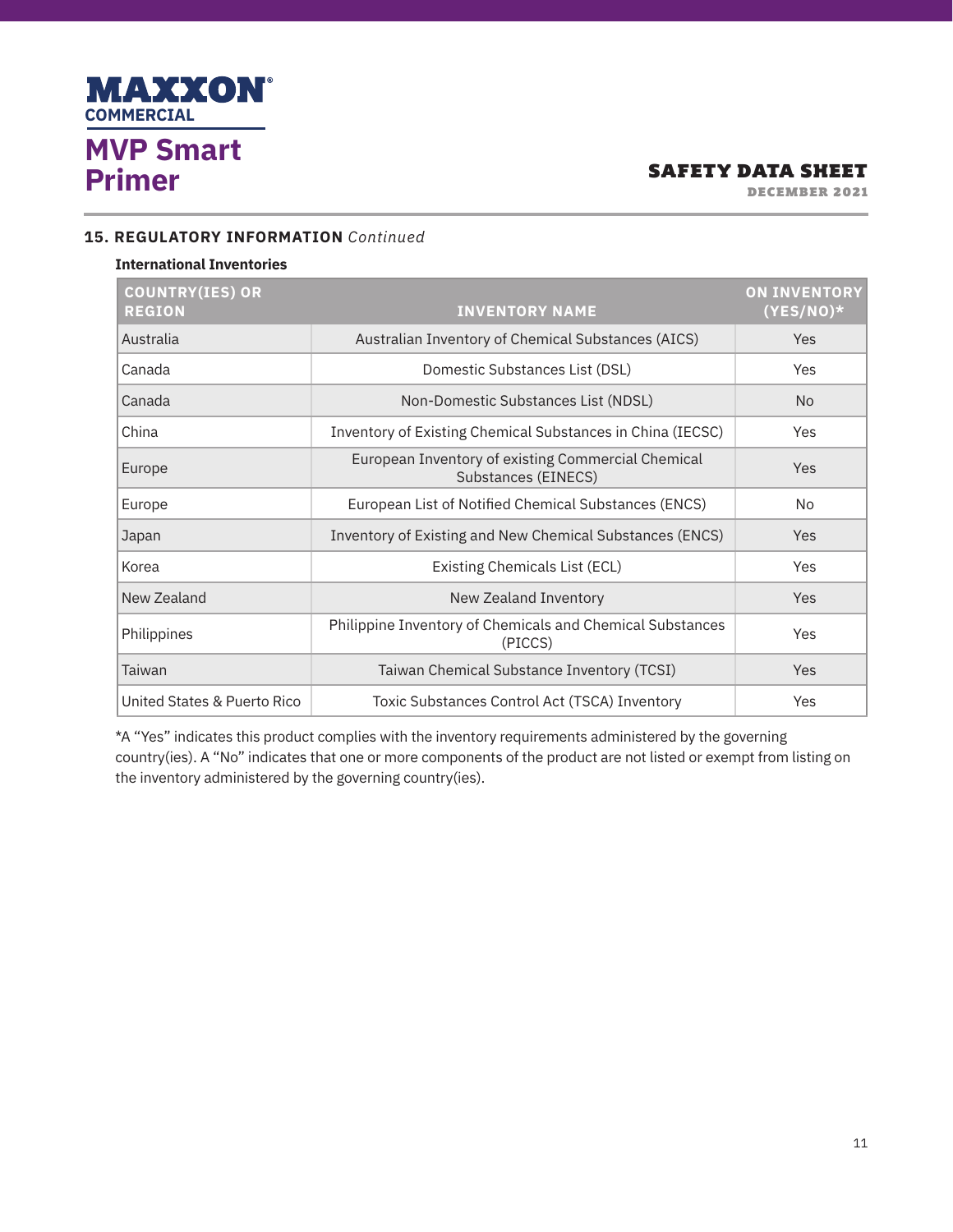## 15. REGULATORY INFORMATION *Continued*

**International Inventories**

| COUNTRY(IES) OR REGION | INVENTORY NAME | ON INVENTORY (YES/NO)* |
|---|---|---|
| Australia | Australian Inventory of Chemical Substances (AICS) | Yes |
| Canada | Domestic Substances List (DSL) | Yes |
| Canada | Non-Domestic Substances List (NDSL) | No |
| China | Inventory of Existing Chemical Substances in China (IECSC) | Yes |
| Europe | European Inventory of existing Commercial Chemical Substances (EINECS) | Yes |
| Europe | European List of Notified Chemical Substances (ENCS) | No |
| Japan | Inventory of Existing and New Chemical Substances (ENCS) | Yes |
| Korea | Existing Chemicals List (ECL) | Yes |
| New Zealand | New Zealand Inventory | Yes |
| Philippines | Philippine Inventory of Chemicals and Chemical Substances (PICCS) | Yes |
| Taiwan | Taiwan Chemical Substance Inventory (TCSI) | Yes |
| United States & Puerto Rico | Toxic Substances Control Act (TSCA) Inventory | Yes |

*A "Yes" indicates this product complies with the inventory requirements administered by the governing country(ies). A "No" indicates that one or more components of the product are not listed or exempt from listing on the inventory administered by the governing country(ies).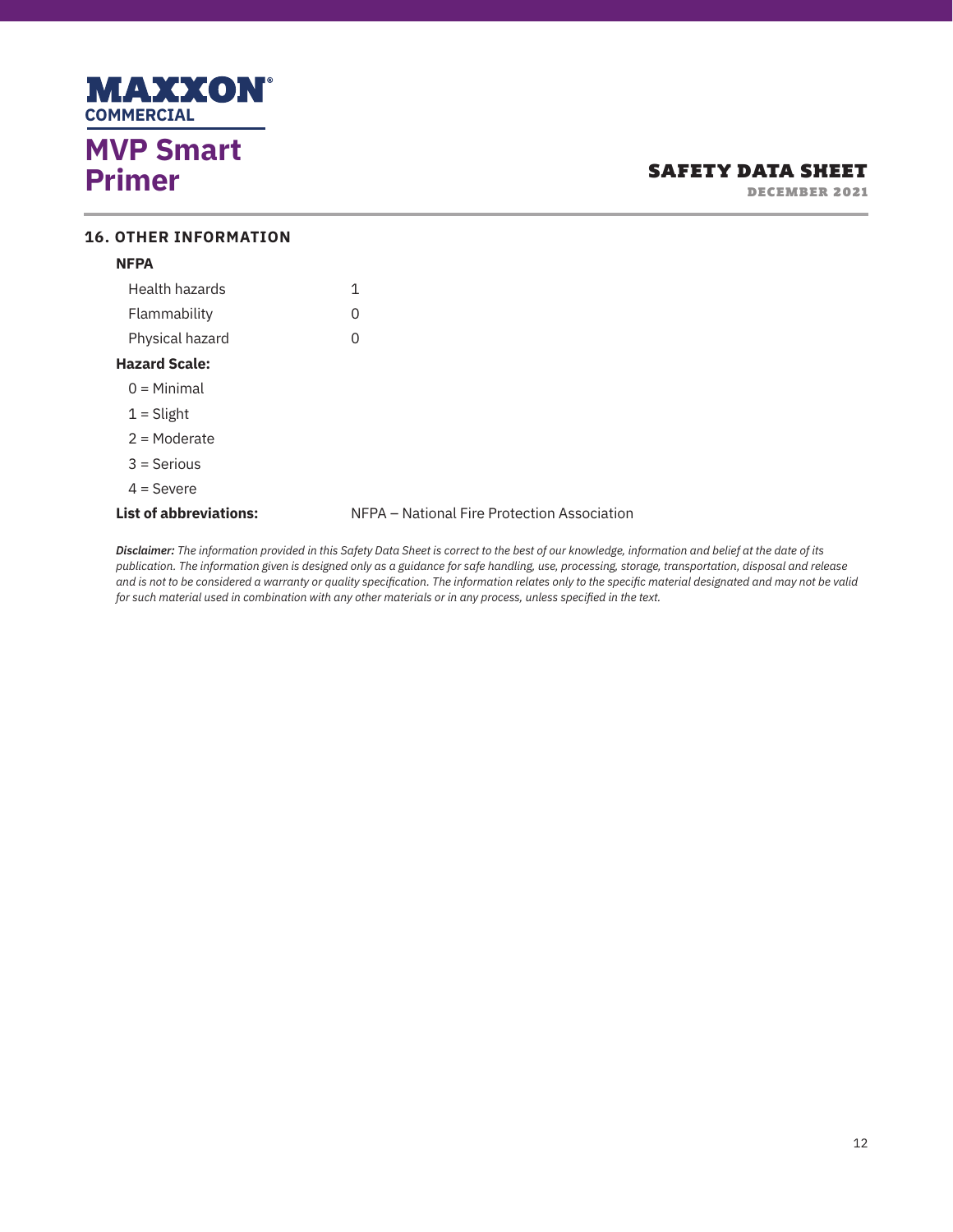## 16. OTHER INFORMATION

**NFPA**

| | |
|---|---|
| Health hazards | 1 |
| Flammability | 0 |
| Physical hazard | 0 |

**Hazard Scale:**

0 = Minimal

1 = Slight

2 = Moderate

3 = Serious

4 = Severe

**List of abbreviations:** NFPA – National Fire Protection Association

***Disclaimer:*** *The information provided in this Safety Data Sheet is correct to the best of our knowledge, information and belief at the date of its publication. The information given is designed only as a guidance for safe handling, use, processing, storage, transportation, disposal and release and is not to be considered a warranty or quality specification. The information relates only to the specific material designated and may not be valid for such material used in combination with any other materials or in any process, unless specified in the text.*